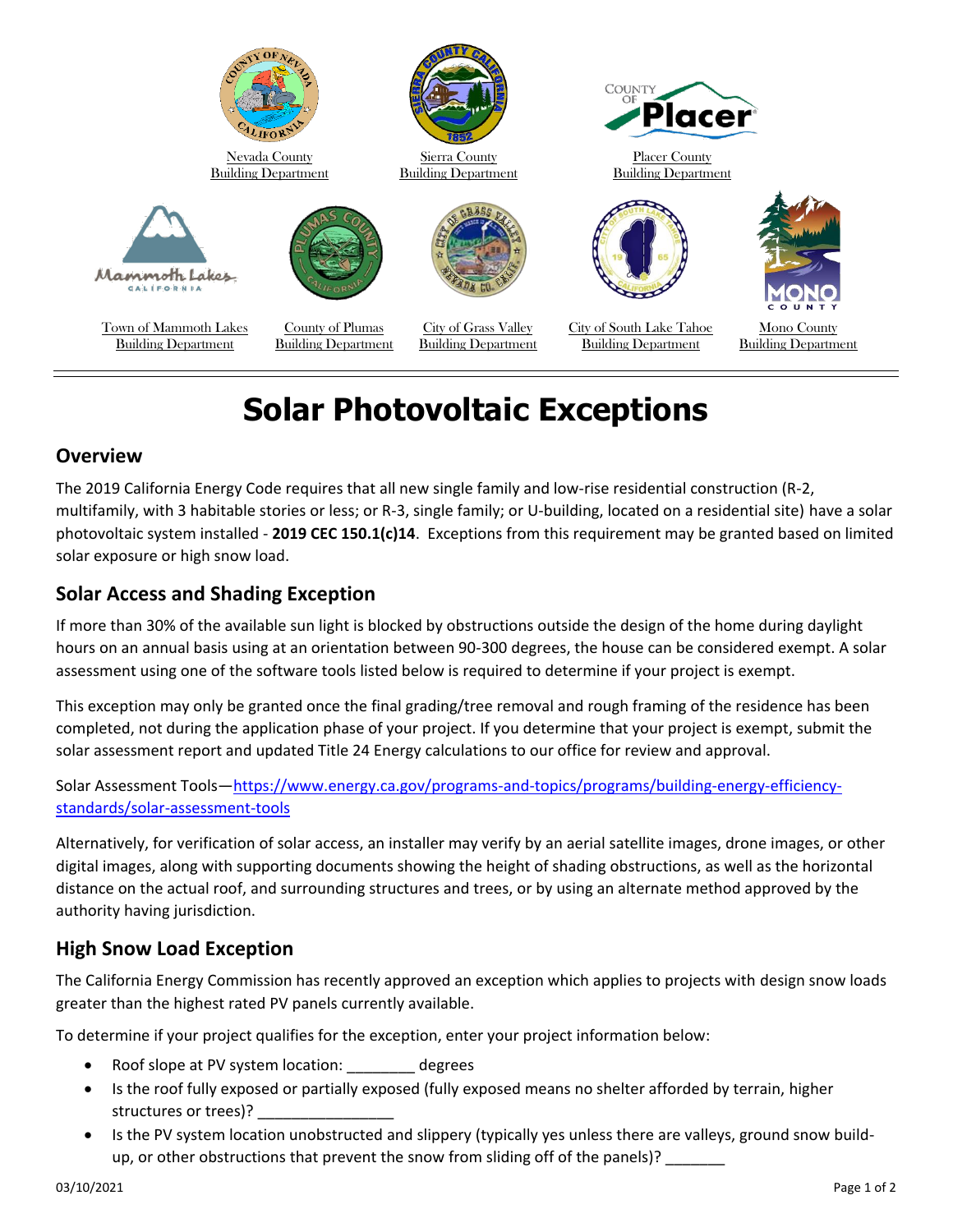Nevada County Building Department

Sierra County Building Department

Placer County Building Department

Town of Mammoth Lakes Building Department

County of Plumas Building Department

City of Grass Valley Building Department

City of South Lake Tahoe Building Department

Mono County Building Department

# Solar Photovoltaic Exceptions

## Overview

The 2019 California Energy Code requires that all new single family and low-rise residential construction (R-2, multifamily, with 3 habitable stories or less; or R-3, single family; or U-building, located on a residential site) have a solar photovoltaic system installed - **2019 CEC 150.1(c)14**. Exceptions from this requirement may be granted based on limited solar exposure or high snow load.

## Solar Access and Shading Exception

If more than 30% of the available sun light is blocked by obstructions outside the design of the home during daylight hours on an annual basis using at an orientation between 90-300 degrees, the house can be considered exempt. A solar assessment using one of the software tools listed below is required to determine if your project is exempt.

This exception may only be granted once the final grading/tree removal and rough framing of the residence has been completed, not during the application phase of your project. If you determine that your project is exempt, submit the solar assessment report and updated Title 24 Energy calculations to our office for review and approval.

Solar Assessment Tools—https://www.energy.ca.gov/programs-and-topics/programs/building-energy-efficiency-standards/solar-assessment-tools

Alternatively, for verification of solar access, an installer may verify by an aerial satellite images, drone images, or other digital images, along with supporting documents showing the height of shading obstructions, as well as the horizontal distance on the actual roof, and surrounding structures and trees, or by using an alternate method approved by the authority having jurisdiction.

## High Snow Load Exception

The California Energy Commission has recently approved an exception which applies to projects with design snow loads greater than the highest rated PV panels currently available.

To determine if your project qualifies for the exception, enter your project information below:

- Roof slope at PV system location: ________ degrees
- Is the roof fully exposed or partially exposed (fully exposed means no shelter afforded by terrain, higher structures or trees)? ________________
- Is the PV system location unobstructed and slippery (typically yes unless there are valleys, ground snow build-up, or other obstructions that prevent the snow from sliding off of the panels)? _______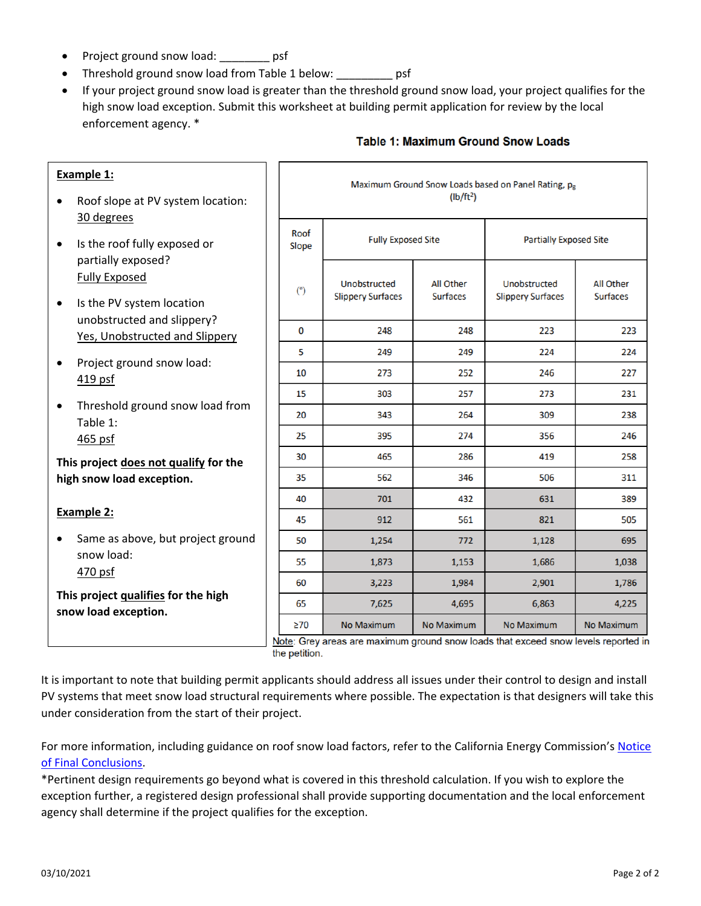- Project ground snow load: ________ psf
- Threshold ground snow load from Table 1 below: _________ psf
- If your project ground snow load is greater than the threshold ground snow load, your project qualifies for the high snow load exception. Submit this worksheet at building permit application for review by the local enforcement agency. *

**Example 1:**

- Roof slope at PV system location: 30 degrees
- Is the roof fully exposed or partially exposed? Fully Exposed
- Is the PV system location unobstructed and slippery? Yes, Unobstructed and Slippery
- Project ground snow load: 419 psf
- Threshold ground snow load from Table 1: 465 psf

**This project does not qualify for the high snow load exception.**

**Example 2:**

- Same as above, but project ground snow load: 470 psf

**This project qualifies for the high snow load exception.**

**Table 1: Maximum Ground Snow Loads**

| Maximum Ground Snow Loads based on Panel Rating, $p_g$ (lb/ft$^2$) | | | | |
|---|---|---|---|---|
| Roof Slope | Fully Exposed Site | | Partially Exposed Site | |
| (°) | Unobstructed Slippery Surfaces | All Other Surfaces | Unobstructed Slippery Surfaces | All Other Surfaces |
| 0 | 248 | 248 | 223 | 223 |
| 5 | 249 | 249 | 224 | 224 |
| 10 | 273 | 252 | 246 | 227 |
| 15 | 303 | 257 | 273 | 231 |
| 20 | 343 | 264 | 309 | 238 |
| 25 | 395 | 274 | 356 | 246 |
| 30 | 465 | 286 | 419 | 258 |
| 35 | 562 | 346 | 506 | 311 |
| 40 | 701 | 432 | 631 | 389 |
| 45 | 912 | 561 | 821 | 505 |
| 50 | 1,254 | 772 | 1,128 | 695 |
| 55 | 1,873 | 1,153 | 1,686 | 1,038 |
| 60 | 3,223 | 1,984 | 2,901 | 1,786 |
| 65 | 7,625 | 4,695 | 6,863 | 4,225 |
| ≥70 | No Maximum | No Maximum | No Maximum | No Maximum |

Note: Grey areas are maximum ground snow loads that exceed snow levels reported in the petition.

It is important to note that building permit applicants should address all issues under their control to design and install PV systems that meet snow load structural requirements where possible. The expectation is that designers will take this under consideration from the start of their project.

For more information, including guidance on roof snow load factors, refer to the California Energy Commission's Notice of Final Conclusions.

*Pertinent design requirements go beyond what is covered in this threshold calculation. If you wish to explore the exception further, a registered design professional shall provide supporting documentation and the local enforcement agency shall determine if the project qualifies for the exception.

03/10/2021